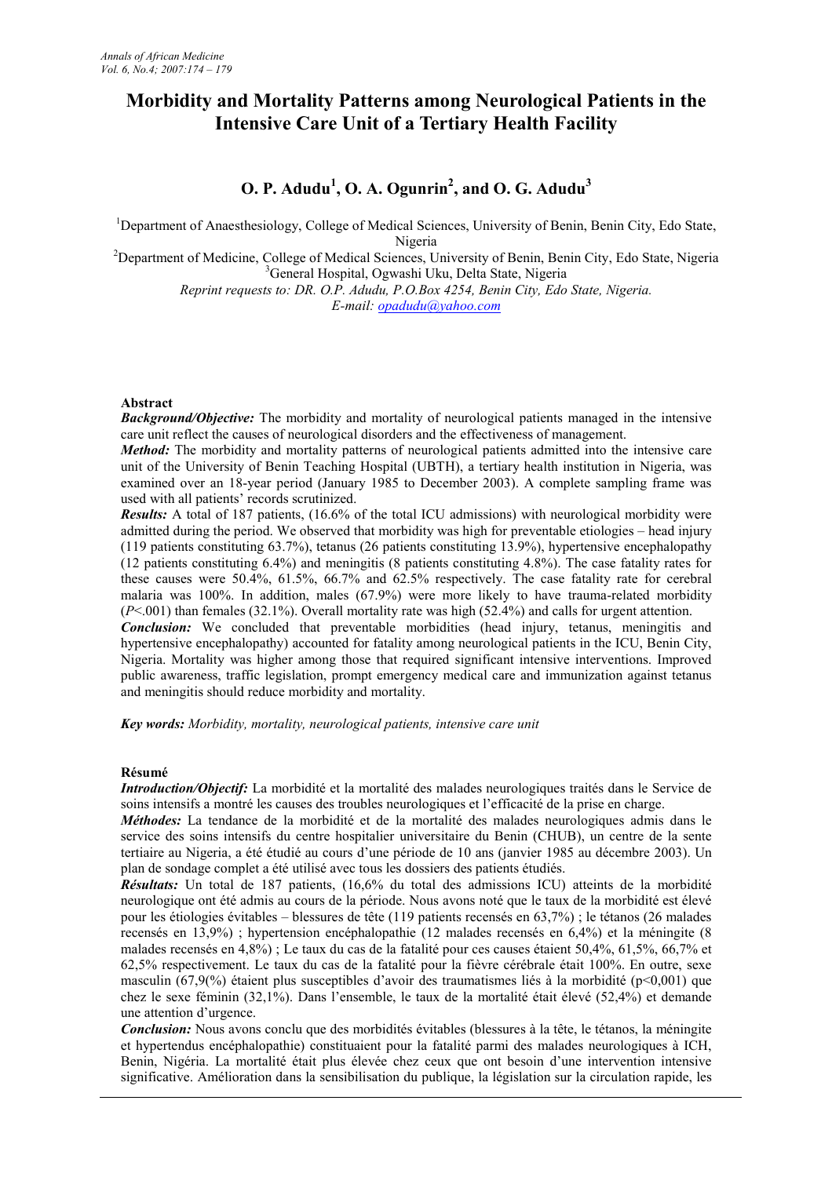# Morbidity and Mortality Patterns among Neurological Patients in the Intensive Care Unit of a Tertiary Health Facility

## O. P. Adudu[1], O. A. Ogunrin[2], and O. G. Adudu[3]

[1]Department of Anaesthesiology, College of Medical Sciences, University of Benin, Benin City, Edo State, Nigeria

[2]Department of Medicine, College of Medical Sciences, University of Benin, Benin City, Edo State, Nigeria

[3]General Hospital, Ogwashi Uku, Delta State, Nigeria

*Reprint requests to: DR. O.P. Adudu, P.O.Box 4254, Benin City, Edo State, Nigeria.*

*E-mail: opadudu@yahoo.com*

### Abstract

***Background/Objective:*** The morbidity and mortality of neurological patients managed in the intensive care unit reflect the causes of neurological disorders and the effectiveness of management.

***Method:*** The morbidity and mortality patterns of neurological patients admitted into the intensive care unit of the University of Benin Teaching Hospital (UBTH), a tertiary health institution in Nigeria, was examined over an 18-year period (January 1985 to December 2003). A complete sampling frame was used with all patients' records scrutinized.

***Results:*** A total of 187 patients, (16.6% of the total ICU admissions) with neurological morbidity were admitted during the period. We observed that morbidity was high for preventable etiologies – head injury (119 patients constituting 63.7%), tetanus (26 patients constituting 13.9%), hypertensive encephalopathy (12 patients constituting 6.4%) and meningitis (8 patients constituting 4.8%). The case fatality rates for these causes were 50.4%, 61.5%, 66.7% and 62.5% respectively. The case fatality rate for cerebral malaria was 100%. In addition, males (67.9%) were more likely to have trauma-related morbidity (*P*<.001) than females (32.1%). Overall mortality rate was high (52.4%) and calls for urgent attention.

***Conclusion:*** We concluded that preventable morbidities (head injury, tetanus, meningitis and hypertensive encephalopathy) accounted for fatality among neurological patients in the ICU, Benin City, Nigeria. Mortality was higher among those that required significant intensive interventions. Improved public awareness, traffic legislation, prompt emergency medical care and immunization against tetanus and meningitis should reduce morbidity and mortality.

***Key words:*** *Morbidity, mortality, neurological patients, intensive care unit*

### Résumé

***Introduction/Objectif:*** La morbidité et la mortalité des malades neurologiques traités dans le Service de soins intensifs a montré les causes des troubles neurologiques et l'efficacité de la prise en charge.

***Méthodes:*** La tendance de la morbidité et de la mortalité des malades neurologiques admis dans le service des soins intensifs du centre hospitalier universitaire du Benin (CHUB), un centre de la sente tertiaire au Nigeria, a été étudié au cours d'une période de 10 ans (janvier 1985 au décembre 2003). Un plan de sondage complet a été utilisé avec tous les dossiers des patients étudiés.

***Résultats:*** Un total de 187 patients, (16,6% du total des admissions ICU) atteints de la morbidité neurologique ont été admis au cours de la période. Nous avons noté que le taux de la morbidité est élevé pour les étiologies évitables – blessures de tête (119 patients recensés en 63,7%) ; le tétanos (26 malades recensés en 13,9%) ; hypertension encéphalopathie (12 malades recensés en 6,4%) et la méningite (8 malades recensés en 4,8%) ; Le taux du cas de la fatalité pour ces causes étaient 50,4%, 61,5%, 66,7% et 62,5% respectivement. Le taux du cas de la fatalité pour la fièvre cérébrale était 100%. En outre, sexe masculin (67,9(%) étaient plus susceptibles d'avoir des traumatismes liés à la morbidité (p<0,001) que chez le sexe féminin (32,1%). Dans l'ensemble, le taux de la mortalité était élevé (52,4%) et demande une attention d'urgence.

***Conclusion:*** Nous avons conclu que des morbidités évitables (blessures à la tête, le tétanos, la méningite et hypertendus encéphalopathie) constituaient pour la fatalité parmi des malades neurologiques à ICH, Benin, Nigéria. La mortalité était plus élevée chez ceux que ont besoin d'une intervention intensive significative. Amélioration dans la sensibilisation du public, la législation sur la circulation rapide, les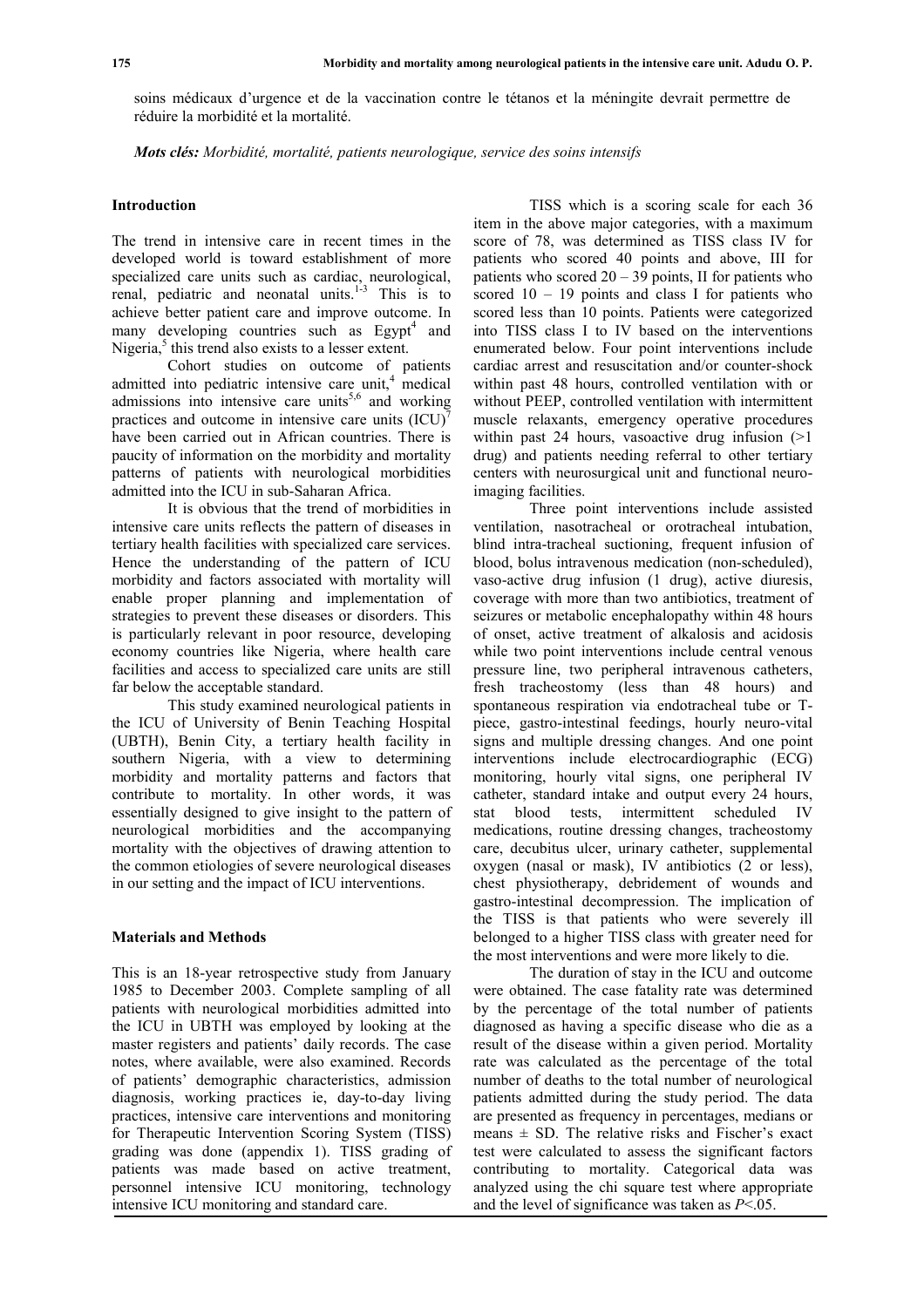soins médicaux d'urgence et de la vaccination contre le tétanos et la méningite devrait permettre de réduire la morbidité et la mortalité.

*Mots clés: Morbidité, mortalité, patients neurologique, service des soins intensifs*

## Introduction

The trend in intensive care in recent times in the developed world is toward establishment of more specialized care units such as cardiac, neurological, renal, pediatric and neonatal units.[1-3] This is to achieve better patient care and improve outcome. In many developing countries such as Egypt[4] and Nigeria,[5] this trend also exists to a lesser extent.

Cohort studies on outcome of patients admitted into pediatric intensive care unit,[4] medical admissions into intensive care units[5,6] and working practices and outcome in intensive care units (ICU)[7] have been carried out in African countries. There is paucity of information on the morbidity and mortality patterns of patients with neurological morbidities admitted into the ICU in sub-Saharan Africa.

It is obvious that the trend of morbidities in intensive care units reflects the pattern of diseases in tertiary health facilities with specialized care services. Hence the understanding of the pattern of ICU morbidity and factors associated with mortality will enable proper planning and implementation of strategies to prevent these diseases or disorders. This is particularly relevant in poor resource, developing economy countries like Nigeria, where health care facilities and access to specialized care units are still far below the acceptable standard.

This study examined neurological patients in the ICU of University of Benin Teaching Hospital (UBTH), Benin City, a tertiary health facility in southern Nigeria, with a view to determining morbidity and mortality patterns and factors that contribute to mortality. In other words, it was essentially designed to give insight to the pattern of neurological morbidities and the accompanying mortality with the objectives of drawing attention to the common etiologies of severe neurological diseases in our setting and the impact of ICU interventions.

## Materials and Methods

This is an 18-year retrospective study from January 1985 to December 2003. Complete sampling of all patients with neurological morbidities admitted into the ICU in UBTH was employed by looking at the master registers and patients' daily records. The case notes, where available, were also examined. Records of patients' demographic characteristics, admission diagnosis, working practices ie, day-to-day living practices, intensive care interventions and monitoring for Therapeutic Intervention Scoring System (TISS) grading was done (appendix 1). TISS grading of patients was made based on active treatment, personnel intensive ICU monitoring, technology intensive ICU monitoring and standard care.

TISS which is a scoring scale for each 36 item in the above major categories, with a maximum score of 78, was determined as TISS class IV for patients who scored 40 points and above, III for patients who scored 20 – 39 points, II for patients who scored 10 – 19 points and class I for patients who scored less than 10 points. Patients were categorized into TISS class I to IV based on the interventions enumerated below. Four point interventions include cardiac arrest and resuscitation and/or counter-shock within past 48 hours, controlled ventilation with or without PEEP, controlled ventilation with intermittent muscle relaxants, emergency operative procedures within past 24 hours, vasoactive drug infusion (>1 drug) and patients needing referral to other tertiary centers with neurosurgical unit and functional neuro-imaging facilities.

Three point interventions include assisted ventilation, nasotracheal or orotracheal intubation, blind intra-tracheal suctioning, frequent infusion of blood, bolus intravenous medication (non-scheduled), vaso-active drug infusion (1 drug), active diuresis, coverage with more than two antibiotics, treatment of seizures or metabolic encephalopathy within 48 hours of onset, active treatment of alkalosis and acidosis while two point interventions include central venous pressure line, two peripheral intravenous catheters, fresh tracheostomy (less than 48 hours) and spontaneous respiration via endotracheal tube or T-piece, gastro-intestinal feedings, hourly neuro-vital signs and multiple dressing changes. And one point interventions include electrocardiographic (ECG) monitoring, hourly vital signs, one peripheral IV catheter, standard intake and output every 24 hours, stat blood tests, intermittent scheduled IV medications, routine dressing changes, tracheostomy care, decubitus ulcer, urinary catheter, supplemental oxygen (nasal or mask), IV antibiotics (2 or less), chest physiotherapy, debridement of wounds and gastro-intestinal decompression. The implication of the TISS is that patients who were severely ill belonged to a higher TISS class with greater need for the most interventions and were more likely to die.

The duration of stay in the ICU and outcome were obtained. The case fatality rate was determined by the percentage of the total number of patients diagnosed as having a specific disease who die as a result of the disease within a given period. Mortality rate was calculated as the percentage of the total number of deaths to the total number of neurological patients admitted during the study period. The data are presented as frequency in percentages, medians or means ± SD. The relative risks and Fischer's exact test were calculated to assess the significant factors contributing to mortality. Categorical data was analyzed using the chi square test where appropriate and the level of significance was taken as $P<.05$.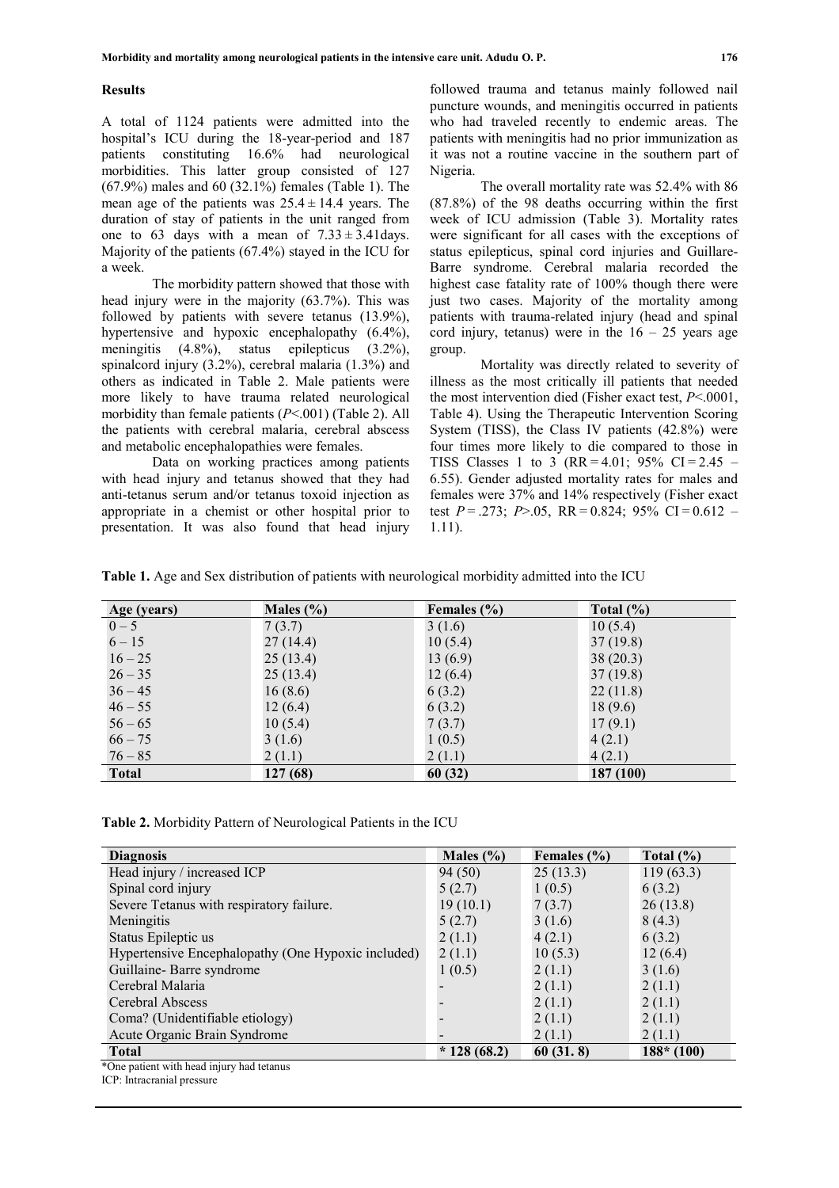## Results

A total of 1124 patients were admitted into the hospital's ICU during the 18-year-period and 187 patients constituting 16.6% had neurological morbidities. This latter group consisted of 127 (67.9%) males and 60 (32.1%) females (Table 1). The mean age of the patients was $25.4 \pm 14.4$ years. The duration of stay of patients in the unit ranged from one to 63 days with a mean of $7.33 \pm 3.41$days. Majority of the patients (67.4%) stayed in the ICU for a week.

The morbidity pattern showed that those with head injury were in the majority (63.7%). This was followed by patients with severe tetanus (13.9%), hypertensive and hypoxic encephalopathy (6.4%), meningitis (4.8%), status epilepticus (3.2%), spinalcord injury (3.2%), cerebral malaria (1.3%) and others as indicated in Table 2. Male patients were more likely to have trauma related neurological morbidity than female patients ($P$<.001) (Table 2). All the patients with cerebral malaria, cerebral abscess and metabolic encephalopathies were females.

Data on working practices among patients with head injury and tetanus showed that they had anti-tetanus serum and/or tetanus toxoid injection as appropriate in a chemist or other hospital prior to presentation. It was also found that head injury followed trauma and tetanus mainly followed nail puncture wounds, and meningitis occurred in patients who had traveled recently to endemic areas. The patients with meningitis had no prior immunization as it was not a routine vaccine in the southern part of Nigeria.

The overall mortality rate was 52.4% with 86 (87.8%) of the 98 deaths occurring within the first week of ICU admission (Table 3). Mortality rates were significant for all cases with the exceptions of status epilepticus, spinal cord injuries and Guillare-Barre syndrome. Cerebral malaria recorded the highest case fatality rate of 100% though there were just two cases. Majority of the mortality among patients with trauma-related injury (head and spinal cord injury, tetanus) were in the 16 – 25 years age group.

Mortality was directly related to severity of illness as the most critically ill patients that needed the most intervention died (Fisher exact test, $P$<.0001, Table 4). Using the Therapeutic Intervention Scoring System (TISS), the Class IV patients (42.8%) were four times more likely to die compared to those in TISS Classes 1 to 3 (RR = 4.01; 95% CI = 2.45 – 6.55). Gender adjusted mortality rates for males and females were 37% and 14% respectively (Fisher exact test $P$ = .273; $P$>.05, RR = 0.824; 95% CI = 0.612 – 1.11).

**Table 1.** Age and Sex distribution of patients with neurological morbidity admitted into the ICU

| Age (years) | Males (%) | Females (%) | Total (%) |
|---|---|---|---|
| 0 – 5 | 7 (3.7) | 3 (1.6) | 10 (5.4) |
| 6 – 15 | 27 (14.4) | 10 (5.4) | 37 (19.8) |
| 16 – 25 | 25 (13.4) | 13 (6.9) | 38 (20.3) |
| 26 – 35 | 25 (13.4) | 12 (6.4) | 37 (19.8) |
| 36 – 45 | 16 (8.6) | 6 (3.2) | 22 (11.8) |
| 46 – 55 | 12 (6.4) | 6 (3.2) | 18 (9.6) |
| 56 – 65 | 10 (5.4) | 7 (3.7) | 17 (9.1) |
| 66 – 75 | 3 (1.6) | 1 (0.5) | 4 (2.1) |
| 76 – 85 | 2 (1.1) | 2 (1.1) | 4 (2.1) |
| **Total** | **127 (68)** | **60 (32)** | **187 (100)** |

**Table 2.** Morbidity Pattern of Neurological Patients in the ICU

| Diagnosis | Males (%) | Females (%) | Total (%) |
|---|---|---|---|
| Head injury / increased ICP | 94 (50) | 25 (13.3) | 119 (63.3) |
| Spinal cord injury | 5 (2.7) | 1 (0.5) | 6 (3.2) |
| Severe Tetanus with respiratory failure. | 19 (10.1) | 7 (3.7) | 26 (13.8) |
| Meningitis | 5 (2.7) | 3 (1.6) | 8 (4.3) |
| Status Epileptic us | 2 (1.1) | 4 (2.1) | 6 (3.2) |
| Hypertensive Encephalopathy (One Hypoxic included) | 2 (1.1) | 10 (5.3) | 12 (6.4) |
| Guillaine- Barre syndrome | 1 (0.5) | 2 (1.1) | 3 (1.6) |
| Cerebral Malaria | - | 2 (1.1) | 2 (1.1) |
| Cerebral Abscess | - | 2 (1.1) | 2 (1.1) |
| Coma? (Unidentifiable etiology) | - | 2 (1.1) | 2 (1.1) |
| Acute Organic Brain Syndrome | - | 2 (1.1) | 2 (1.1) |
| **Total** | *** 128 (68.2)** | **60 (31. 8)** | **188* (100)** |

*One patient with head injury had tetanus

ICP: Intracranial pressure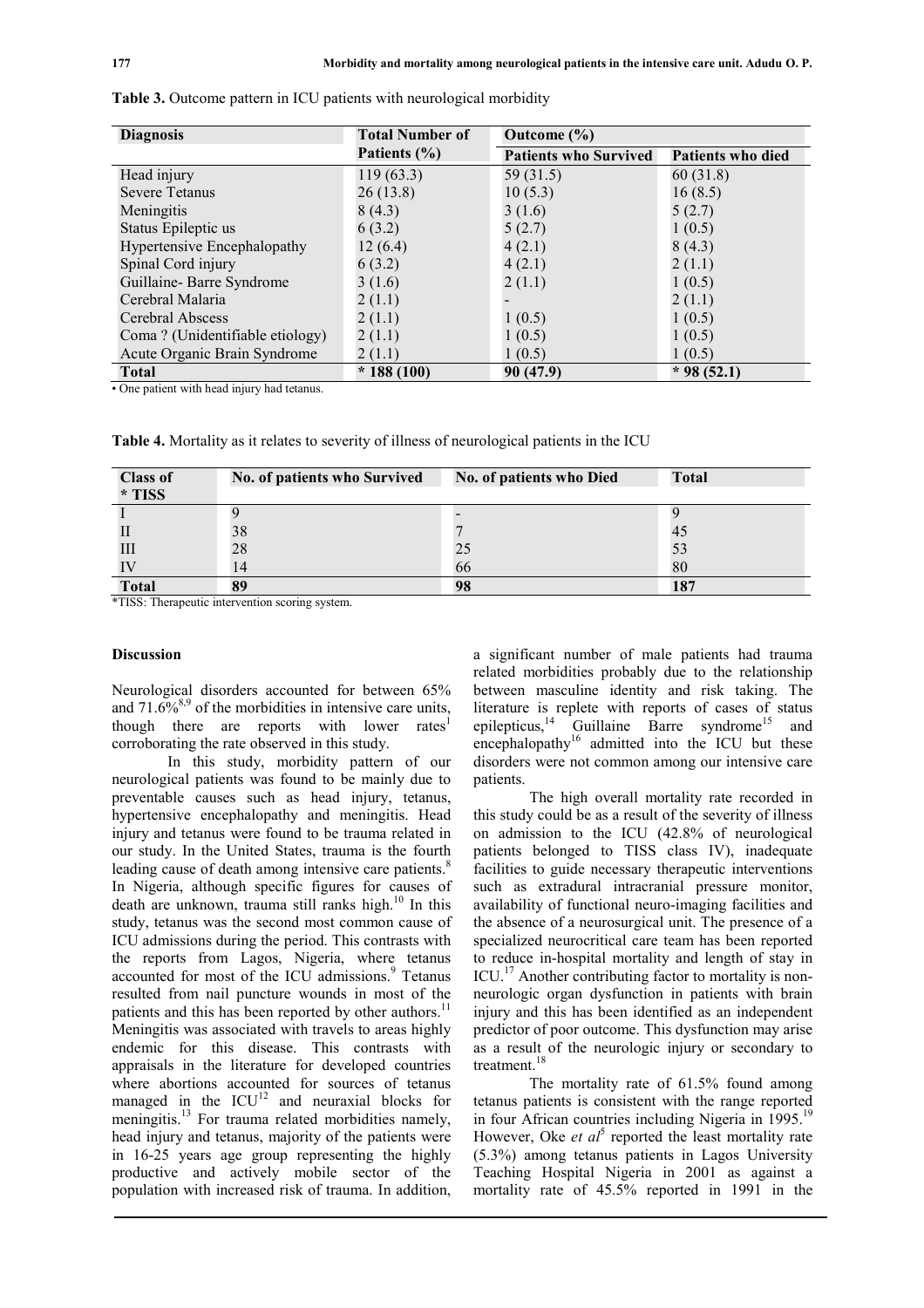**Table 3.** Outcome pattern in ICU patients with neurological morbidity

| Diagnosis | Total Number of Patients (%) | Outcome (%) | |
|---|---|---|---|
| | | Patients who Survived | Patients who died |
| Head injury | 119 (63.3) | 59 (31.5) | 60 (31.8) |
| Severe Tetanus | 26 (13.8) | 10 (5.3) | 16 (8.5) |
| Meningitis | 8 (4.3) | 3 (1.6) | 5 (2.7) |
| Status Epileptic us | 6 (3.2) | 5 (2.7) | 1 (0.5) |
| Hypertensive Encephalopathy | 12 (6.4) | 4 (2.1) | 8 (4.3) |
| Spinal Cord injury | 6 (3.2) | 4 (2.1) | 2 (1.1) |
| Guillaine- Barre Syndrome | 3 (1.6) | 2 (1.1) | 1 (0.5) |
| Cerebral Malaria | 2 (1.1) | - | 2 (1.1) |
| Cerebral Abscess | 2 (1.1) | 1 (0.5) | 1 (0.5) |
| Coma ? (Unidentifiable etiology) | 2 (1.1) | 1 (0.5) | 1 (0.5) |
| Acute Organic Brain Syndrome | 2 (1.1) | 1 (0.5) | 1 (0.5) |
| **Total** | *** 188 (100)** | **90 (47.9)** | *** 98 (52.1)** |

• One patient with head injury had tetanus.

**Table 4.** Mortality as it relates to severity of illness of neurological patients in the ICU

| Class of * TISS | No. of patients who Survived | No. of patients who Died | Total |
|---|---|---|---|
| I | 9 | - | 9 |
| II | 38 | 7 | 45 |
| III | 28 | 25 | 53 |
| IV | 14 | 66 | 80 |
| **Total** | **89** | **98** | **187** |

*TISS: Therapeutic intervention scoring system.

### Discussion

Neurological disorders accounted for between 65% and 71.6%[8,9] of the morbidities in intensive care units, though there are reports with lower rates[1] corroborating the rate observed in this study.

In this study, morbidity pattern of our neurological patients was found to be mainly due to preventable causes such as head injury, tetanus, hypertensive encephalopathy and meningitis. Head injury and tetanus were found to be trauma related in our study. In the United States, trauma is the fourth leading cause of death among intensive care patients.[8] In Nigeria, although specific figures for causes of death are unknown, trauma still ranks high.[10] In this study, tetanus was the second most common cause of ICU admissions during the period. This contrasts with the reports from Lagos, Nigeria, where tetanus accounted for most of the ICU admissions.[9] Tetanus resulted from nail puncture wounds in most of the patients and this has been reported by other authors.[11] Meningitis was associated with travels to areas highly endemic for this disease. This contrasts with appraisals in the literature for developed countries where abortions accounted for sources of tetanus managed in the ICU[12] and neuraxial blocks for meningitis.[13] For trauma related morbidities namely, head injury and tetanus, majority of the patients were in 16-25 years age group representing the highly productive and actively mobile sector of the population with increased risk of trauma. In addition, a significant number of male patients had trauma related morbidities probably due to the relationship between masculine identity and risk taking. The literature is replete with reports of cases of status epilepticus,[14] Guillaine Barre syndrome[15] and encephalopathy[16] admitted into the ICU but these disorders were not common among our intensive care patients.

The high overall mortality rate recorded in this study could be as a result of the severity of illness on admission to the ICU (42.8% of neurological patients belonged to TISS class IV), inadequate facilities to guide necessary therapeutic interventions such as extradural intracranial pressure monitor, availability of functional neuro-imaging facilities and the absence of a neurosurgical unit. The presence of a specialized neurocritical care team has been reported to reduce in-hospital mortality and length of stay in ICU.[17] Another contributing factor to mortality is non-neurologic organ dysfunction in patients with brain injury and this has been identified as an independent predictor of poor outcome. This dysfunction may arise as a result of the neurologic injury or secondary to treatment.[18]

The mortality rate of 61.5% found among tetanus patients is consistent with the range reported in four African countries including Nigeria in 1995.[19] However, Oke *et al*[5] reported the least mortality rate (5.3%) among tetanus patients in Lagos University Teaching Hospital Nigeria in 2001 as against a mortality rate of 45.5% reported in 1991 in the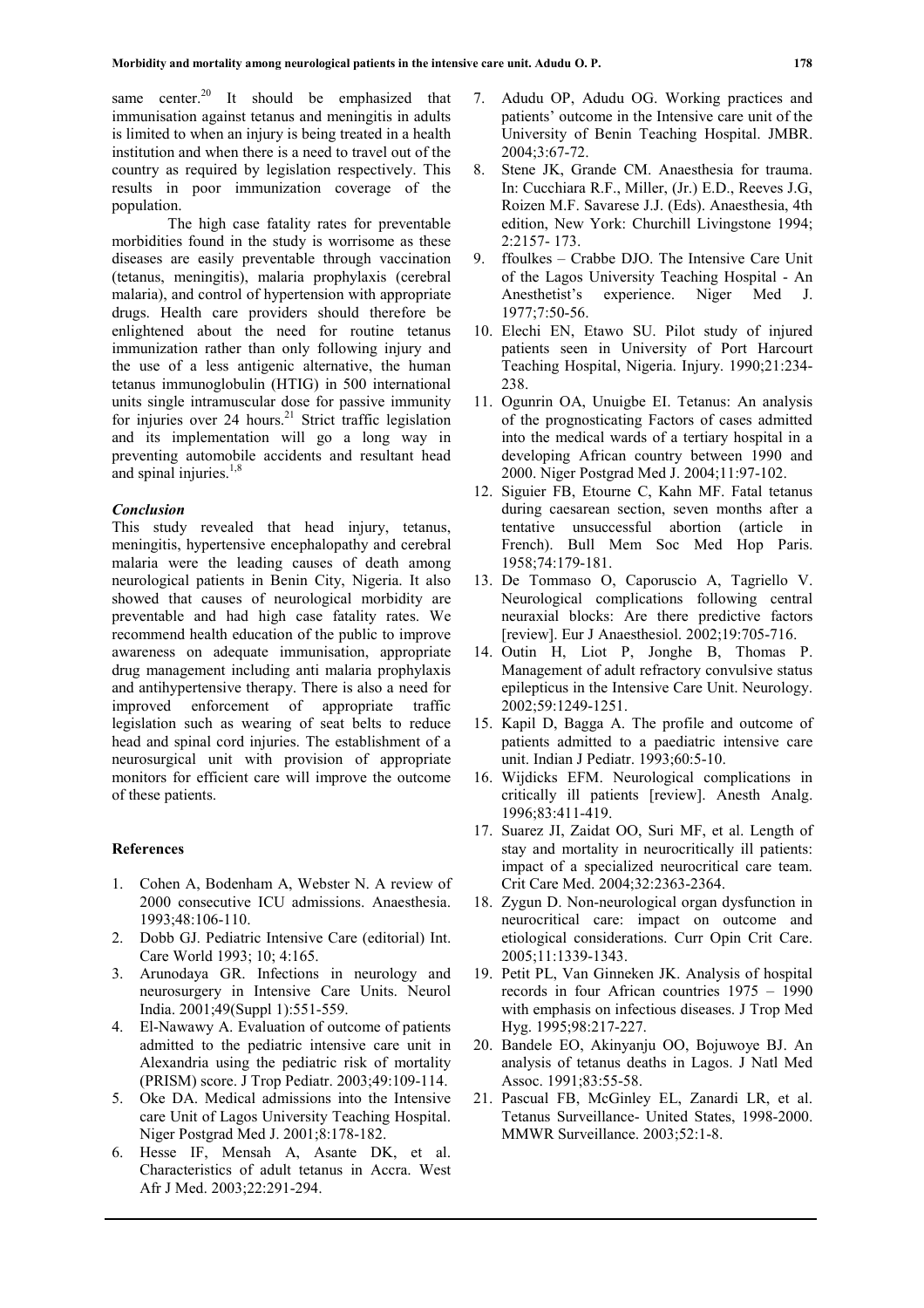same center.[20] It should be emphasized that immunisation against tetanus and meningitis in adults is limited to when an injury is being treated in a health institution and when there is a need to travel out of the country as required by legislation respectively. This results in poor immunization coverage of the population.

The high case fatality rates for preventable morbidities found in the study is worrisome as these diseases are easily preventable through vaccination (tetanus, meningitis), malaria prophylaxis (cerebral malaria), and control of hypertension with appropriate drugs. Health care providers should therefore be enlightened about the need for routine tetanus immunization rather than only following injury and the use of a less antigenic alternative, the human tetanus immunoglobulin (HTIG) in 500 international units single intramuscular dose for passive immunity for injuries over 24 hours.[21] Strict traffic legislation and its implementation will go a long way in preventing automobile accidents and resultant head and spinal injuries.[1,8]

### *Conclusion*

This study revealed that head injury, tetanus, meningitis, hypertensive encephalopathy and cerebral malaria were the leading causes of death among neurological patients in Benin City, Nigeria. It also showed that causes of neurological morbidity are preventable and had high case fatality rates. We recommend health education of the public to improve awareness on adequate immunisation, appropriate drug management including anti malaria prophylaxis and antihypertensive therapy. There is also a need for improved enforcement of appropriate traffic legislation such as wearing of seat belts to reduce head and spinal cord injuries. The establishment of a neurosurgical unit with provision of appropriate monitors for efficient care will improve the outcome of these patients.

### References

1. Cohen A, Bodenham A, Webster N. A review of 2000 consecutive ICU admissions. Anaesthesia. 1993;48:106-110.
2. Dobb GJ. Pediatric Intensive Care (editorial) Int. Care World 1993; 10; 4:165.
3. Arunodaya GR. Infections in neurology and neurosurgery in Intensive Care Units. Neurol India. 2001;49(Suppl 1):551-559.
4. El-Nawawy A. Evaluation of outcome of patients admitted to the pediatric intensive care unit in Alexandria using the pediatric risk of mortality (PRISM) score. J Trop Pediatr. 2003;49:109-114.
5. Oke DA. Medical admissions into the Intensive care Unit of Lagos University Teaching Hospital. Niger Postgrad Med J. 2001;8:178-182.
6. Hesse IF, Mensah A, Asante DK, et al. Characteristics of adult tetanus in Accra. West Afr J Med. 2003;22:291-294.
7. Adudu OP, Adudu OG. Working practices and patients' outcome in the Intensive care unit of the University of Benin Teaching Hospital. JMBR. 2004;3:67-72.
8. Stene JK, Grande CM. Anaesthesia for trauma. In: Cucchiara R.F., Miller, (Jr.) E.D., Reeves J.G, Roizen M.F. Savarese J.J. (Eds). Anaesthesia, 4th edition, New York: Churchill Livingstone 1994; 2:2157- 173.
9. ffoulkes – Crabbe DJO. The Intensive Care Unit of the Lagos University Teaching Hospital - An Anesthetist's experience. Niger Med J. 1977;7:50-56.
10. Elechi EN, Etawo SU. Pilot study of injured patients seen in University of Port Harcourt Teaching Hospital, Nigeria. Injury. 1990;21:234-238.
11. Ogunrin OA, Unuigbe EI. Tetanus: An analysis of the prognosticating Factors of cases admitted into the medical wards of a tertiary hospital in a developing African country between 1990 and 2000. Niger Postgrad Med J. 2004;11:97-102.
12. Siguier FB, Etourne C, Kahn MF. Fatal tetanus during caesarean section, seven months after a tentative unsuccessful abortion (article in French). Bull Mem Soc Med Hop Paris. 1958;74:179-181.
13. De Tommaso O, Caporuscio A, Tagriello V. Neurological complications following central neuraxial blocks: Are there predictive factors [review]. Eur J Anaesthesiol. 2002;19:705-716.
14. Outin H, Liot P, Jonghe B, Thomas P. Management of adult refractory convulsive status epilepticus in the Intensive Care Unit. Neurology. 2002;59:1249-1251.
15. Kapil D, Bagga A. The profile and outcome of patients admitted to a paediatric intensive care unit. Indian J Pediatr. 1993;60:5-10.
16. Wijdicks EFM. Neurological complications in critically ill patients [review]. Anesth Analg. 1996;83:411-419.
17. Suarez JI, Zaidat OO, Suri MF, et al. Length of stay and mortality in neurocritically ill patients: impact of a specialized neurocritical care team. Crit Care Med. 2004;32:2363-2364.
18. Zygun D. Non-neurological organ dysfunction in neurocritical care: impact on outcome and etiological considerations. Curr Opin Crit Care. 2005;11:1339-1343.
19. Petit PL, Van Ginneken JK. Analysis of hospital records in four African countries 1975 – 1990 with emphasis on infectious diseases. J Trop Med Hyg. 1995;98:217-227.
20. Bandele EO, Akinyanju OO, Bojuwoye BJ. An analysis of tetanus deaths in Lagos. J Natl Med Assoc. 1991;83:55-58.
21. Pascual FB, McGinley EL, Zanardi LR, et al. Tetanus Surveillance- United States, 1998-2000. MMWR Surveillance. 2003;52:1-8.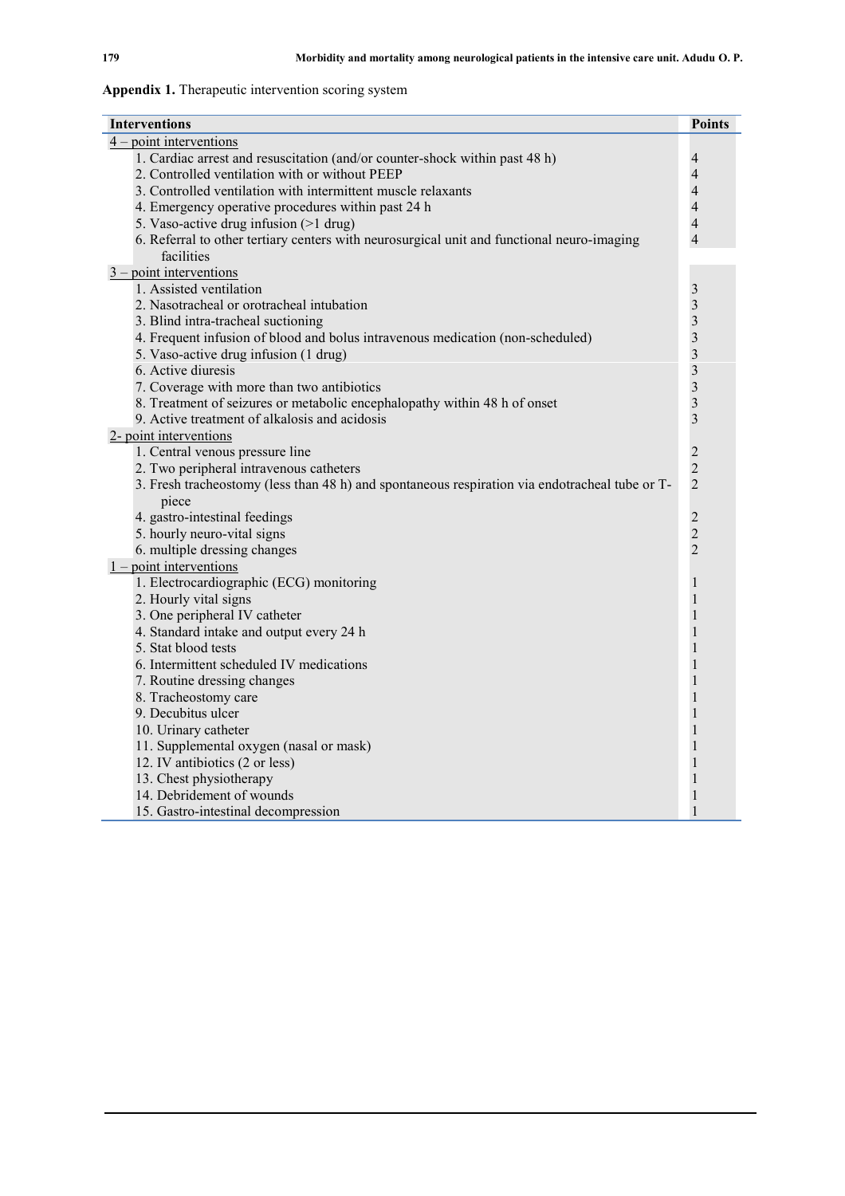**Appendix 1.** Therapeutic intervention scoring system

| Interventions | Points |
|---|---|
| 4 – point interventions | |
| 1. Cardiac arrest and resuscitation (and/or counter-shock within past 48 h) | 4 |
| 2. Controlled ventilation with or without PEEP | 4 |
| 3. Controlled ventilation with intermittent muscle relaxants | 4 |
| 4. Emergency operative procedures within past 24 h | 4 |
| 5. Vaso-active drug infusion (>1 drug) | 4 |
| 6. Referral to other tertiary centers with neurosurgical unit and functional neuro-imaging facilities | 4 |
| 3 – point interventions | |
| 1. Assisted ventilation | 3 |
| 2. Nasotracheal or orotracheal intubation | 3 |
| 3. Blind intra-tracheal suctioning | 3 |
| 4. Frequent infusion of blood and bolus intravenous medication (non-scheduled) | 3 |
| 5. Vaso-active drug infusion (1 drug) | 3 |
| 6. Active diuresis | 3 |
| 7. Coverage with more than two antibiotics | 3 |
| 8. Treatment of seizures or metabolic encephalopathy within 48 h of onset | 3 |
| 9. Active treatment of alkalosis and acidosis | 3 |
| 2- point interventions | |
| 1. Central venous pressure line | 2 |
| 2. Two peripheral intravenous catheters | 2 |
| 3. Fresh tracheostomy (less than 48 h) and spontaneous respiration via endotracheal tube or T-piece | 2 |
| 4. gastro-intestinal feedings | 2 |
| 5. hourly neuro-vital signs | 2 |
| 6. multiple dressing changes | 2 |
| 1 – point interventions | |
| 1. Electrocardiographic (ECG) monitoring | 1 |
| 2. Hourly vital signs | 1 |
| 3. One peripheral IV catheter | 1 |
| 4. Standard intake and output every 24 h | 1 |
| 5. Stat blood tests | 1 |
| 6. Intermittent scheduled IV medications | 1 |
| 7. Routine dressing changes | 1 |
| 8. Tracheostomy care | 1 |
| 9. Decubitus ulcer | 1 |
| 10. Urinary catheter | 1 |
| 11. Supplemental oxygen (nasal or mask) | 1 |
| 12. IV antibiotics (2 or less) | 1 |
| 13. Chest physiotherapy | 1 |
| 14. Debridement of wounds | 1 |
| 15. Gastro-intestinal decompression | 1 |